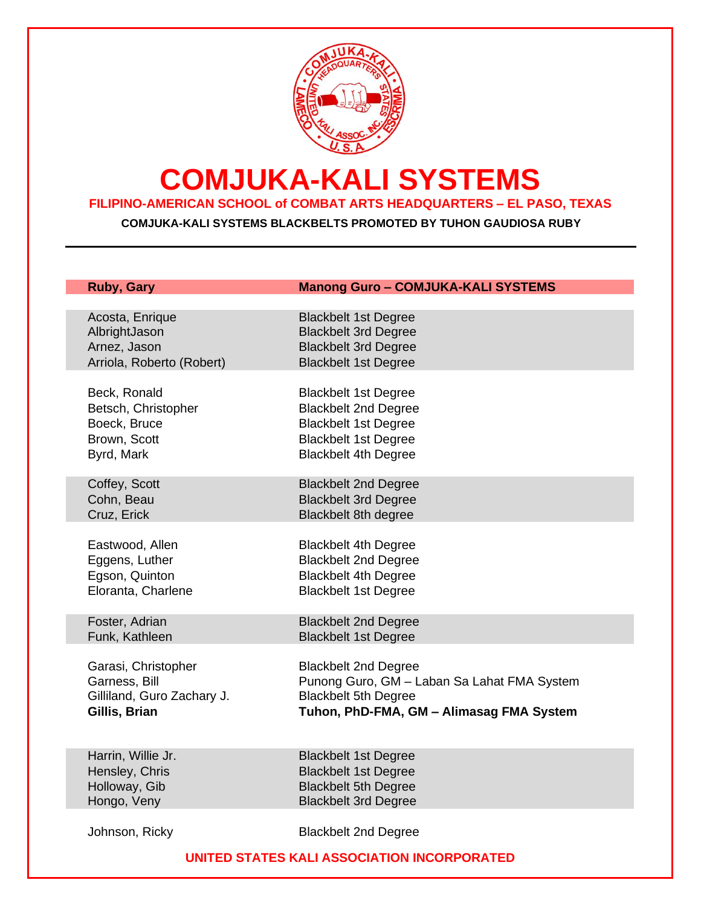# COMJUKA-KALI SYSTEMS

**FILIPINO-AMERICAN SCHOOL of COMBAT ARTS HEADQUARTERS – EL PASO, TEXAS**

**COMJUKA-KALI SYSTEMS BLACKBELTS PROMOTED BY TUHON GAUDIOSA RUBY**

---

| Name | Rank |
|---|---|
| **Ruby, Gary** | **Manong Guro – COMJUKA-KALI SYSTEMS** |
| | |
| Acosta, Enrique | Blackbelt 1st Degree |
| AlbrightJason | Blackbelt 3rd Degree |
| Arnez, Jason | Blackbelt 3rd Degree |
| Arriola, Roberto (Robert) | Blackbelt 1st Degree |
| | |
| Beck, Ronald | Blackbelt 1st Degree |
| Betsch, Christopher | Blackbelt 2nd Degree |
| Boeck, Bruce | Blackbelt 1st Degree |
| Brown, Scott | Blackbelt 1st Degree |
| Byrd, Mark | Blackbelt 4th Degree |
| | |
| Coffey, Scott | Blackbelt 2nd Degree |
| Cohn, Beau | Blackbelt 3rd Degree |
| Cruz, Erick | Blackbelt 8th degree |
| | |
| Eastwood, Allen | Blackbelt 4th Degree |
| Eggens, Luther | Blackbelt 2nd Degree |
| Egson, Quinton | Blackbelt 4th Degree |
| Eloranta, Charlene | Blackbelt 1st Degree |
| | |
| Foster, Adrian | Blackbelt 2nd Degree |
| Funk, Kathleen | Blackbelt 1st Degree |
| | |
| Garasi, Christopher | Blackbelt 2nd Degree |
| Garness, Bill | Punong Guro, GM – Laban Sa Lahat FMA System |
| Gilliland, Guro Zachary J. | Blackbelt 5th Degree |
| **Gillis, Brian** | **Tuhon, PhD-FMA, GM – Alimasag FMA System** |
| | |
| Harrin, Willie Jr. | Blackbelt 1st Degree |
| Hensley, Chris | Blackbelt 1st Degree |
| Holloway, Gib | Blackbelt 5th Degree |
| Hongo, Veny | Blackbelt 3rd Degree |
| | |
| Johnson, Ricky | Blackbelt 2nd Degree |

**UNITED STATES KALI ASSOCIATION INCORPORATED**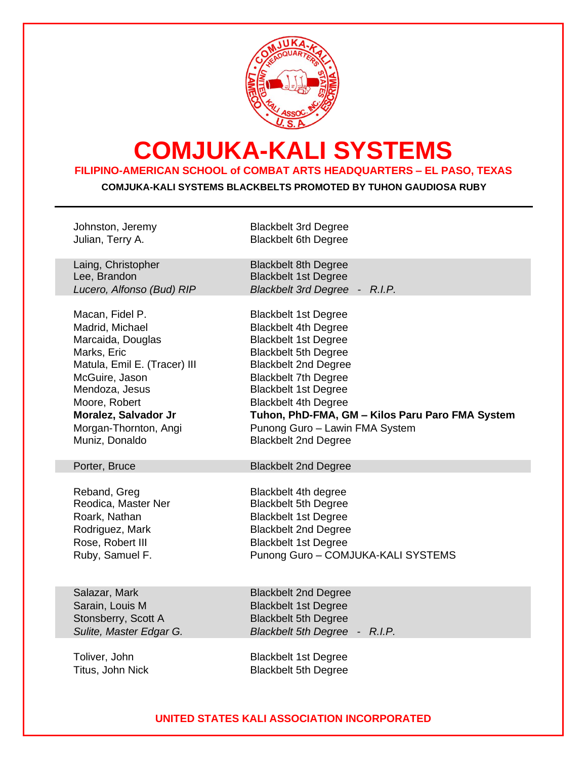# COMJUKA-KALI SYSTEMS

**FILIPINO-AMERICAN SCHOOL of COMBAT ARTS HEADQUARTERS – EL PASO, TEXAS**

**COMJUKA-KALI SYSTEMS BLACKBELTS PROMOTED BY TUHON GAUDIOSA RUBY**

---

| Name | Rank |
|---|---|
| Johnston, Jeremy | Blackbelt 3rd Degree |
| Julian, Terry A. | Blackbelt 6th Degree |
| Laing, Christopher | Blackbelt 8th Degree |
| Lee, Brandon | Blackbelt 1st Degree |
| *Lucero, Alfonso (Bud) RIP* | *Blackbelt 3rd Degree - R.I.P.* |
| Macan, Fidel P. | Blackbelt 1st Degree |
| Madrid, Michael | Blackbelt 4th Degree |
| Marcaida, Douglas | Blackbelt 1st Degree |
| Marks, Eric | Blackbelt 5th Degree |
| Matula, Emil E. (Tracer) III | Blackbelt 2nd Degree |
| McGuire, Jason | Blackbelt 7th Degree |
| Mendoza, Jesus | Blackbelt 1st Degree |
| Moore, Robert | Blackbelt 4th Degree |
| **Moralez, Salvador Jr** | **Tuhon, PhD-FMA, GM – Kilos Paru Paro FMA System** |
| Morgan-Thornton, Angi | Punong Guro – Lawin FMA System |
| Muniz, Donaldo | Blackbelt 2nd Degree |
| Porter, Bruce | Blackbelt 2nd Degree |
| Reband, Greg | Blackbelt 4th degree |
| Reodica, Master Ner | Blackbelt 5th Degree |
| Roark, Nathan | Blackbelt 1st Degree |
| Rodriguez, Mark | Blackbelt 2nd Degree |
| Rose, Robert III | Blackbelt 1st Degree |
| Ruby, Samuel F. | Punong Guro – COMJUKA-KALI SYSTEMS |
| Salazar, Mark | Blackbelt 2nd Degree |
| Sarain, Louis M | Blackbelt 1st Degree |
| Stonsberry, Scott A | Blackbelt 5th Degree |
| *Sulite, Master Edgar G.* | *Blackbelt 5th Degree - R.I.P.* |
| Toliver, John | Blackbelt 1st Degree |
| Titus, John Nick | Blackbelt 5th Degree |

**UNITED STATES KALI ASSOCIATION INCORPORATED**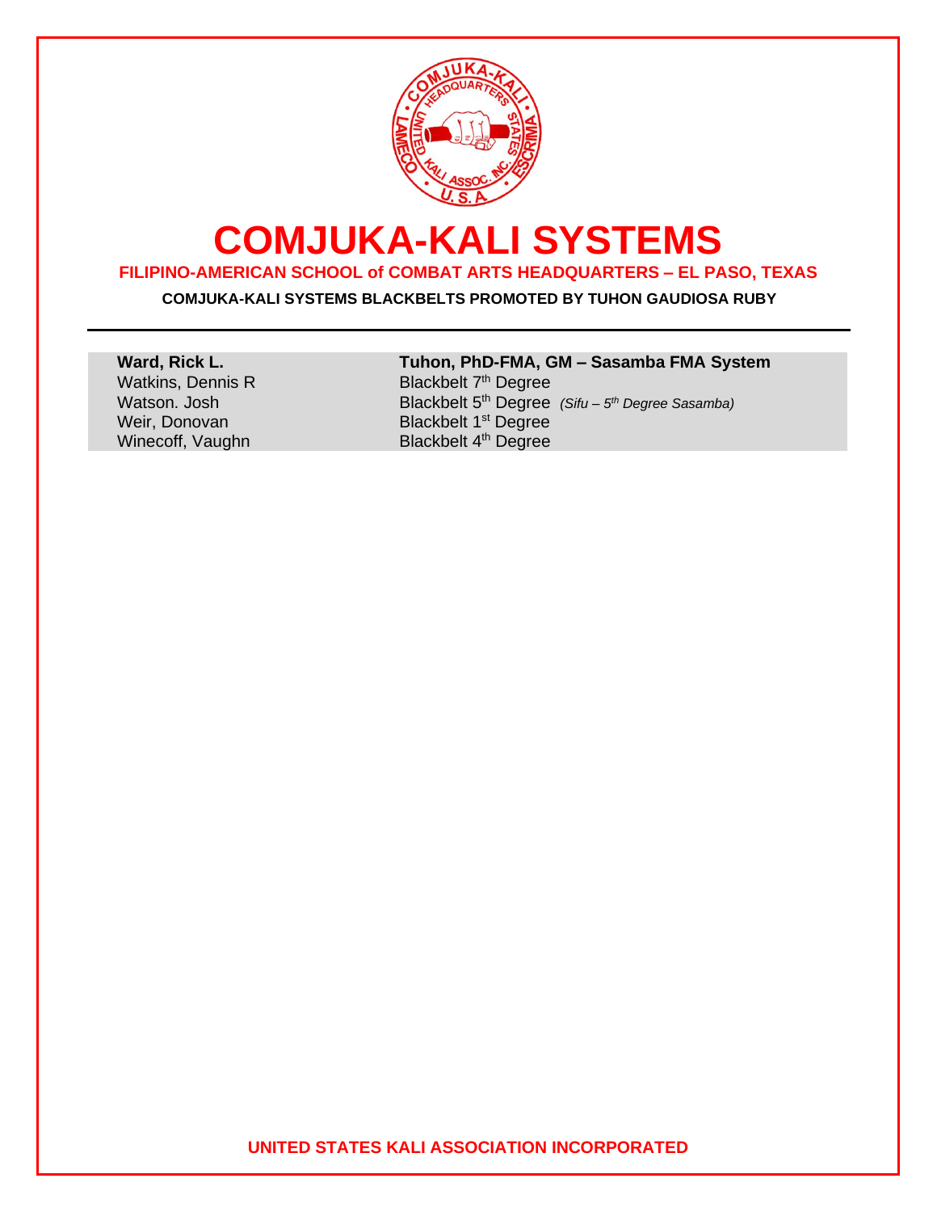# COMJUKA-KALI SYSTEMS

**FILIPINO-AMERICAN SCHOOL of COMBAT ARTS HEADQUARTERS – EL PASO, TEXAS**

**COMJUKA-KALI SYSTEMS BLACKBELTS PROMOTED BY TUHON GAUDIOSA RUBY**

---

| | |
|---|---|
| **Ward, Rick L.** | **Tuhon, PhD-FMA, GM – Sasamba FMA System** |
| Watkins, Dennis R | Blackbelt 7th Degree |
| Watson. Josh | Blackbelt 5th Degree *(Sifu – 5th Degree Sasamba)* |
| Weir, Donovan | Blackbelt 1st Degree |
| Winecoff, Vaughn | Blackbelt 4th Degree |

**UNITED STATES KALI ASSOCIATION INCORPORATED**